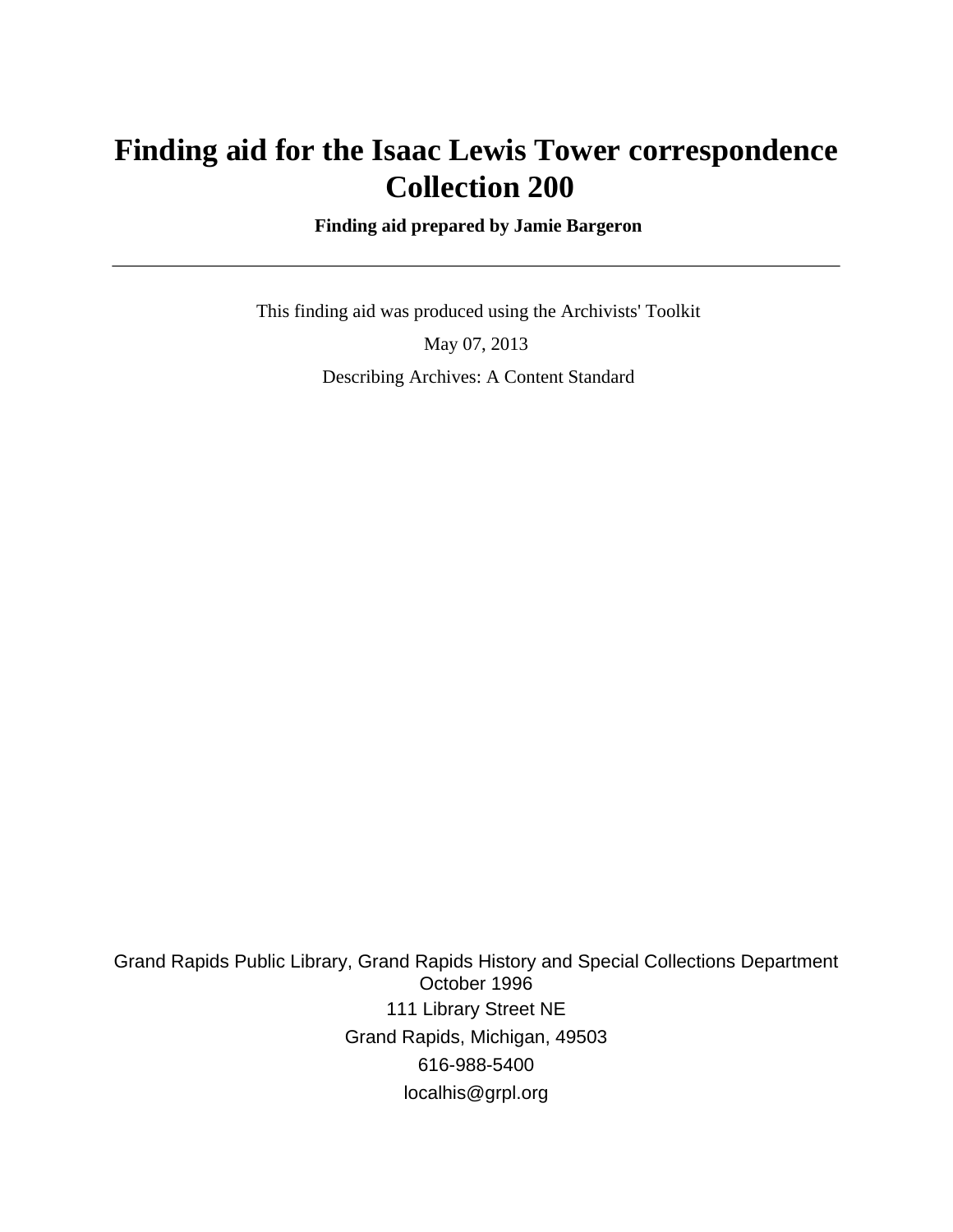# Finding aid for the Isaac Lewis Tower correspondence Collection 200

**Finding aid prepared by Jamie Bargeron**

---

This finding aid was produced using the Archivists' Toolkit

May 07, 2013

Describing Archives: A Content Standard

Grand Rapids Public Library, Grand Rapids History and Special Collections Department
October 1996
111 Library Street NE
Grand Rapids, Michigan, 49503
616-988-5400
localhis@grpl.org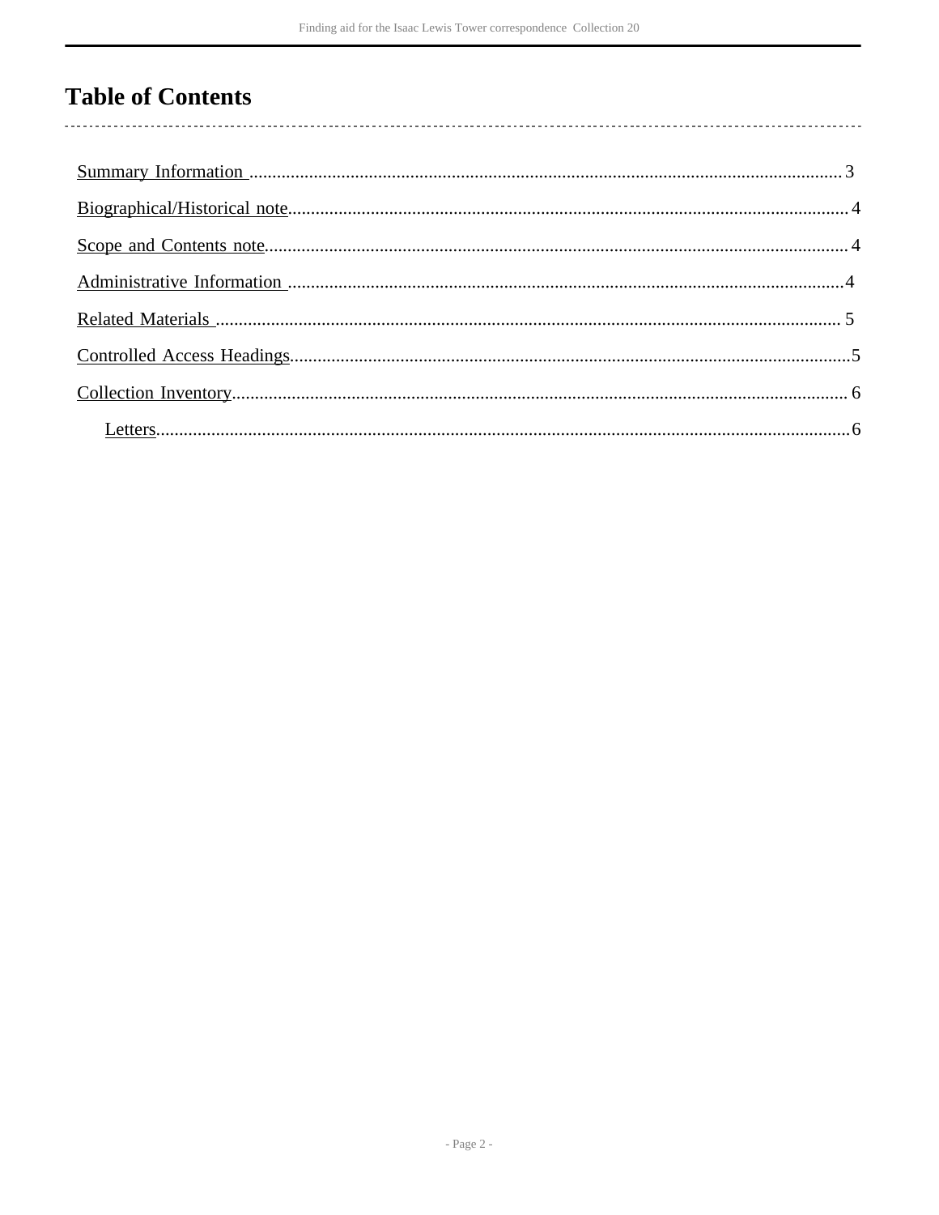# Table of Contents

Summary Information ....................................................................................................................... 3

Biographical/Historical note.............................................................................................................. 4

Scope and Contents note.................................................................................................................. 4

Administrative Information .............................................................................................................. 4

Related Materials ............................................................................................................................. 5

Controlled Access Headings............................................................................................................. 5

Collection Inventory.......................................................................................................................... 6

- Letters........................................................................................................................................... 6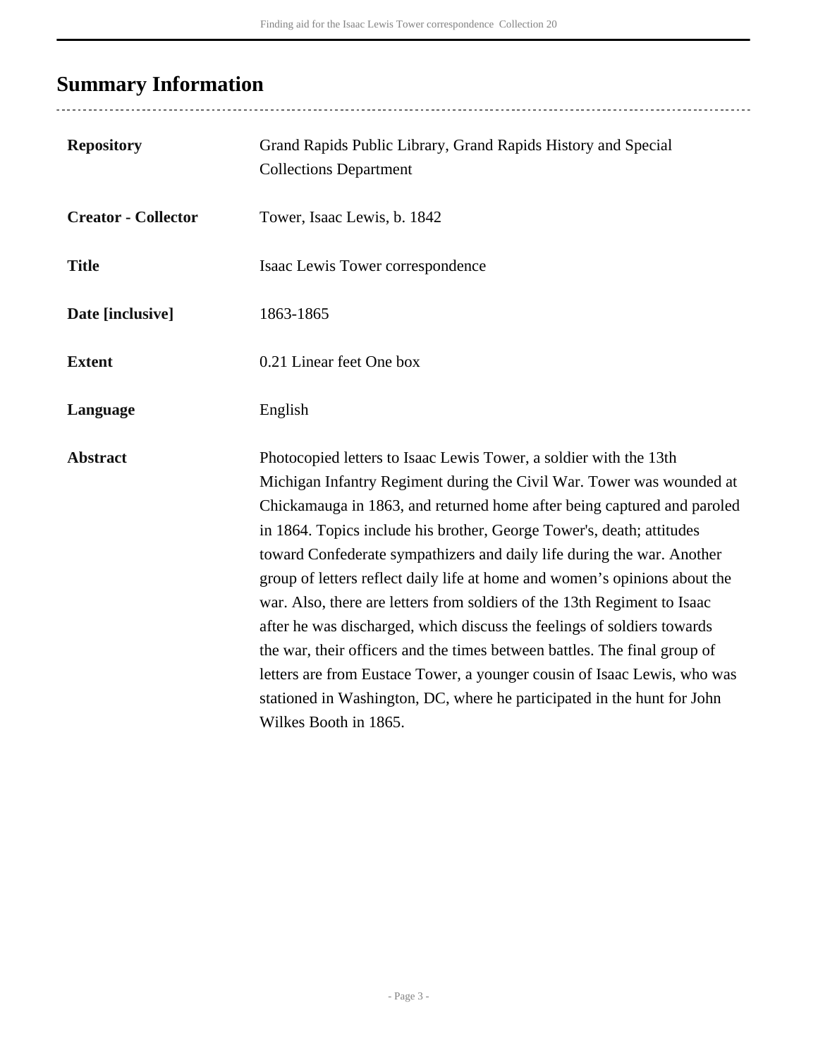## Summary Information

| | |
|---|---|
| **Repository** | Grand Rapids Public Library, Grand Rapids History and Special Collections Department |
| **Creator - Collector** | Tower, Isaac Lewis, b. 1842 |
| **Title** | Isaac Lewis Tower correspondence |
| **Date [inclusive]** | 1863-1865 |
| **Extent** | 0.21 Linear feet One box |
| **Language** | English |
| **Abstract** | Photocopied letters to Isaac Lewis Tower, a soldier with the 13th Michigan Infantry Regiment during the Civil War. Tower was wounded at Chickamauga in 1863, and returned home after being captured and paroled in 1864. Topics include his brother, George Tower's, death; attitudes toward Confederate sympathizers and daily life during the war. Another group of letters reflect daily life at home and women's opinions about the war. Also, there are letters from soldiers of the 13th Regiment to Isaac after he was discharged, which discuss the feelings of soldiers towards the war, their officers and the times between battles. The final group of letters are from Eustace Tower, a younger cousin of Isaac Lewis, who was stationed in Washington, DC, where he participated in the hunt for John Wilkes Booth in 1865. |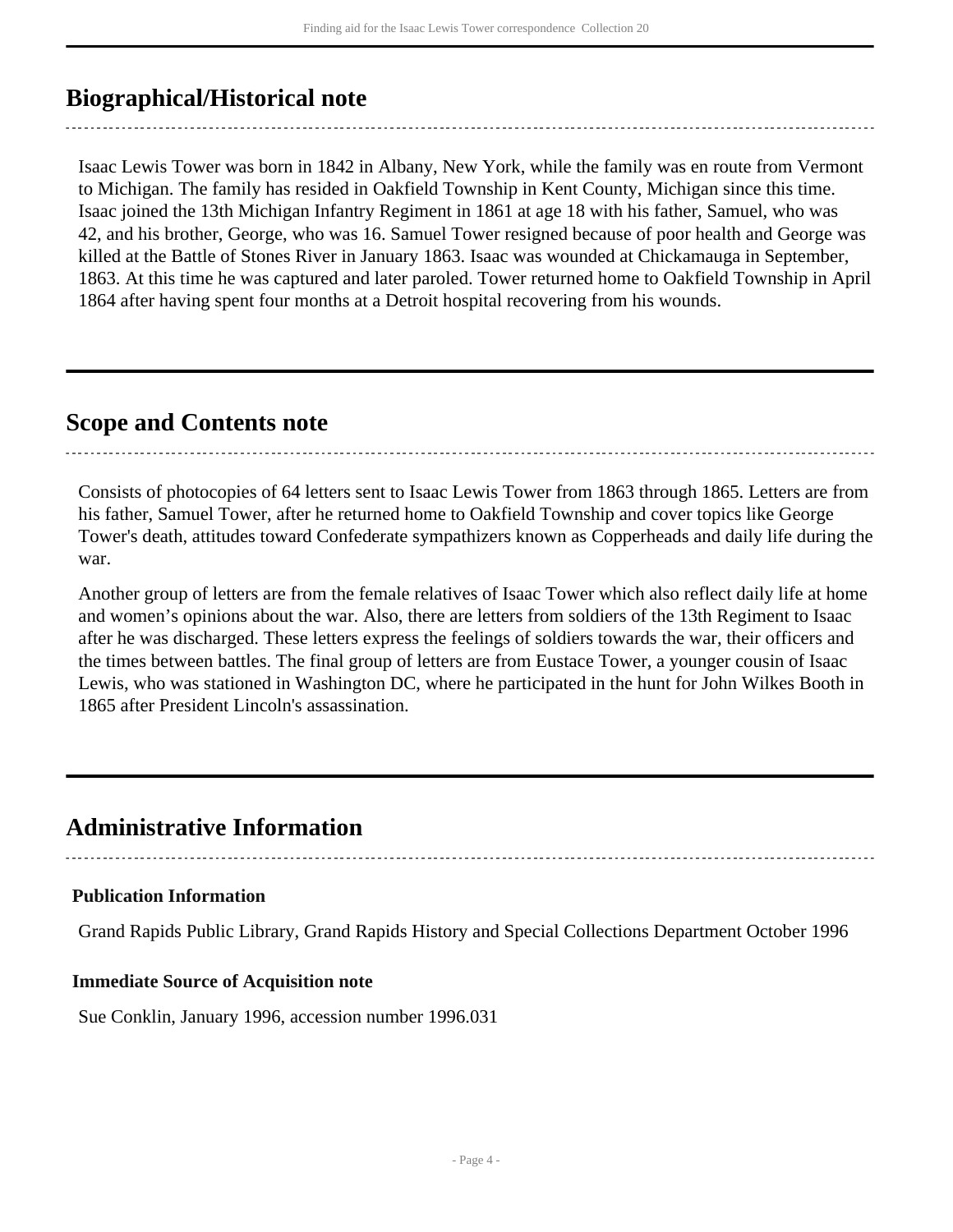## Biographical/Historical note

Isaac Lewis Tower was born in 1842 in Albany, New York, while the family was en route from Vermont to Michigan. The family has resided in Oakfield Township in Kent County, Michigan since this time. Isaac joined the 13th Michigan Infantry Regiment in 1861 at age 18 with his father, Samuel, who was 42, and his brother, George, who was 16. Samuel Tower resigned because of poor health and George was killed at the Battle of Stones River in January 1863. Isaac was wounded at Chickamauga in September, 1863. At this time he was captured and later paroled. Tower returned home to Oakfield Township in April 1864 after having spent four months at a Detroit hospital recovering from his wounds.

## Scope and Contents note

Consists of photocopies of 64 letters sent to Isaac Lewis Tower from 1863 through 1865. Letters are from his father, Samuel Tower, after he returned home to Oakfield Township and cover topics like George Tower's death, attitudes toward Confederate sympathizers known as Copperheads and daily life during the war.

Another group of letters are from the female relatives of Isaac Tower which also reflect daily life at home and women's opinions about the war. Also, there are letters from soldiers of the 13th Regiment to Isaac after he was discharged. These letters express the feelings of soldiers towards the war, their officers and the times between battles. The final group of letters are from Eustace Tower, a younger cousin of Isaac Lewis, who was stationed in Washington DC, where he participated in the hunt for John Wilkes Booth in 1865 after President Lincoln's assassination.

## Administrative Information

### Publication Information

Grand Rapids Public Library, Grand Rapids History and Special Collections Department October 1996

### Immediate Source of Acquisition note

Sue Conklin, January 1996, accession number 1996.031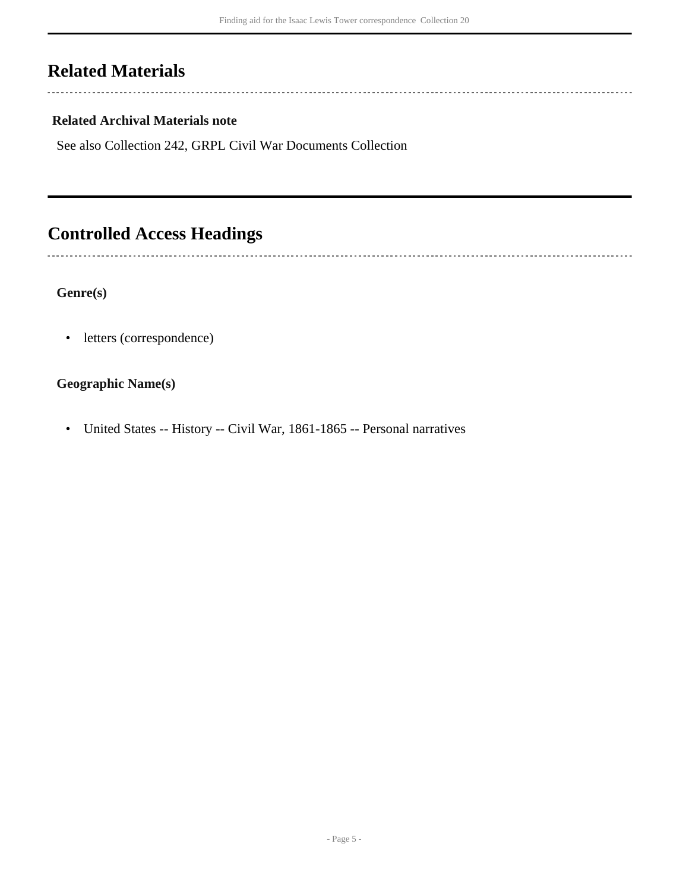## Related Materials

### Related Archival Materials note

See also Collection 242, GRPL Civil War Documents Collection

## Controlled Access Headings

### Genre(s)

- letters (correspondence)

### Geographic Name(s)

- United States -- History -- Civil War, 1861-1865 -- Personal narratives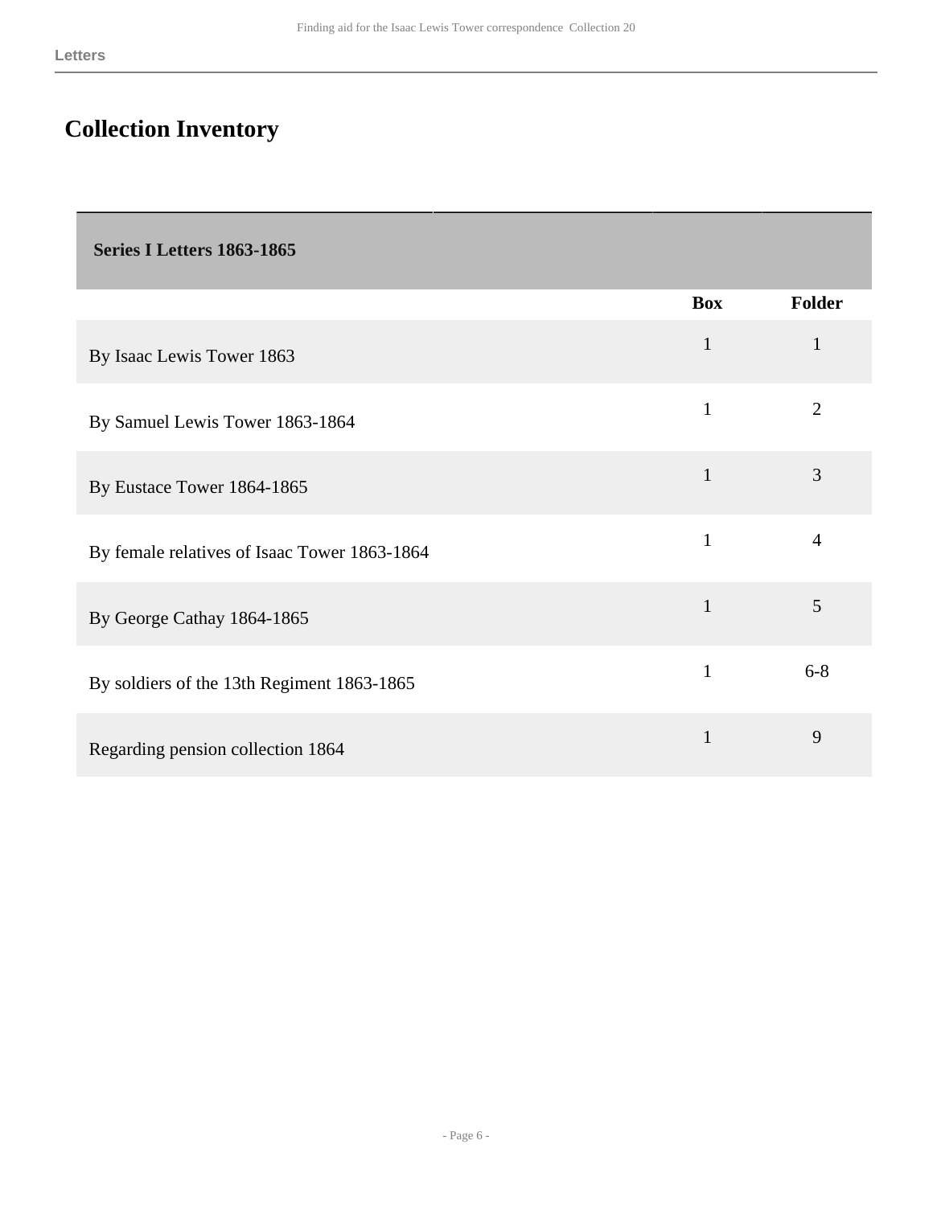# Collection Inventory

| Series I Letters 1863-1865 | Box | Folder |
| --- | --- | --- |
| By Isaac Lewis Tower 1863 | 1 | 1 |
| By Samuel Lewis Tower 1863-1864 | 1 | 2 |
| By Eustace Tower 1864-1865 | 1 | 3 |
| By female relatives of Isaac Tower 1863-1864 | 1 | 4 |
| By George Cathay 1864-1865 | 1 | 5 |
| By soldiers of the 13th Regiment 1863-1865 | 1 | 6-8 |
| Regarding pension collection 1864 | 1 | 9 |